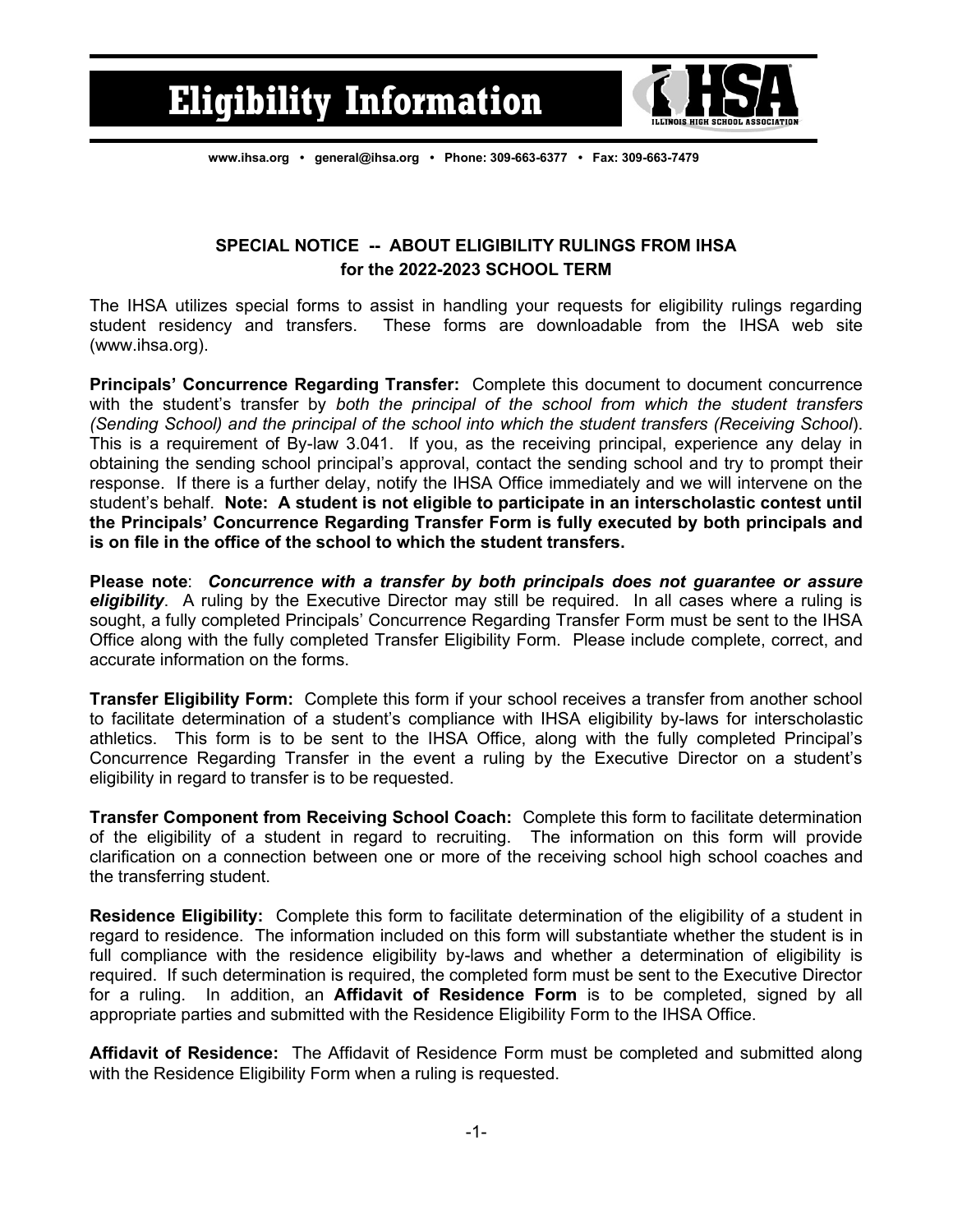# Eligibility Information

www.ihsa.org • general@ihsa.org • Phone: 309-663-6377 • Fax: 309-663-7479

## SPECIAL NOTICE -- ABOUT ELIGIBILITY RULINGS FROM IHSA for the 2022-2023 SCHOOL TERM

The IHSA utilizes special forms to assist in handling your requests for eligibility rulings regarding student residency and transfers. These forms are downloadable from the IHSA web site (www.ihsa.org).

**Principals' Concurrence Regarding Transfer:** Complete this document to document concurrence with the student's transfer by *both the principal of the school from which the student transfers (Sending School) and the principal of the school into which the student transfers (Receiving School*). This is a requirement of By-law 3.041. If you, as the receiving principal, experience any delay in obtaining the sending school principal's approval, contact the sending school and try to prompt their response. If there is a further delay, notify the IHSA Office immediately and we will intervene on the student's behalf. **Note: A student is not eligible to participate in an interscholastic contest until the Principals' Concurrence Regarding Transfer Form is fully executed by both principals and is on file in the office of the school to which the student transfers.**

**Please note**: ***Concurrence with a transfer by both principals does not guarantee or assure eligibility***. A ruling by the Executive Director may still be required. In all cases where a ruling is sought, a fully completed Principals' Concurrence Regarding Transfer Form must be sent to the IHSA Office along with the fully completed Transfer Eligibility Form. Please include complete, correct, and accurate information on the forms.

**Transfer Eligibility Form:** Complete this form if your school receives a transfer from another school to facilitate determination of a student's compliance with IHSA eligibility by-laws for interscholastic athletics. This form is to be sent to the IHSA Office, along with the fully completed Principal's Concurrence Regarding Transfer in the event a ruling by the Executive Director on a student's eligibility in regard to transfer is to be requested.

**Transfer Component from Receiving School Coach:** Complete this form to facilitate determination of the eligibility of a student in regard to recruiting. The information on this form will provide clarification on a connection between one or more of the receiving school high school coaches and the transferring student.

**Residence Eligibility:** Complete this form to facilitate determination of the eligibility of a student in regard to residence. The information included on this form will substantiate whether the student is in full compliance with the residence eligibility by-laws and whether a determination of eligibility is required. If such determination is required, the completed form must be sent to the Executive Director for a ruling. In addition, an **Affidavit of Residence Form** is to be completed, signed by all appropriate parties and submitted with the Residence Eligibility Form to the IHSA Office.

**Affidavit of Residence:** The Affidavit of Residence Form must be completed and submitted along with the Residence Eligibility Form when a ruling is requested.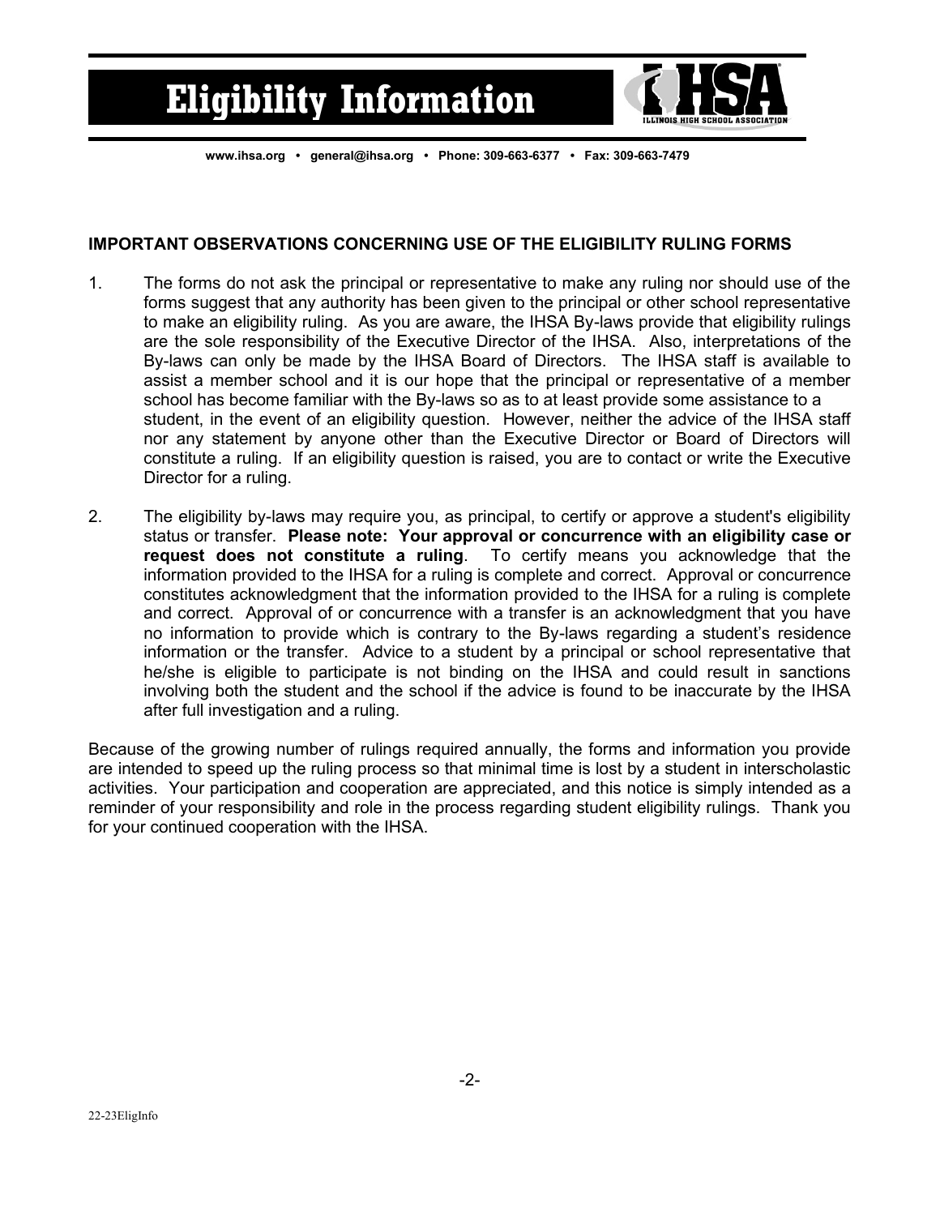# Eligibility Information

www.ihsa.org • general@ihsa.org • Phone: 309-663-6377 • Fax: 309-663-7479

**IMPORTANT OBSERVATIONS CONCERNING USE OF THE ELIGIBILITY RULING FORMS**

1. The forms do not ask the principal or representative to make any ruling nor should use of the forms suggest that any authority has been given to the principal or other school representative to make an eligibility ruling. As you are aware, the IHSA By-laws provide that eligibility rulings are the sole responsibility of the Executive Director of the IHSA. Also, interpretations of the By-laws can only be made by the IHSA Board of Directors. The IHSA staff is available to assist a member school and it is our hope that the principal or representative of a member school has become familiar with the By-laws so as to at least provide some assistance to a student, in the event of an eligibility question. However, neither the advice of the IHSA staff nor any statement by anyone other than the Executive Director or Board of Directors will constitute a ruling. If an eligibility question is raised, you are to contact or write the Executive Director for a ruling.

2. The eligibility by-laws may require you, as principal, to certify or approve a student's eligibility status or transfer. **Please note: Your approval or concurrence with an eligibility case or request does not constitute a ruling**. To certify means you acknowledge that the information provided to the IHSA for a ruling is complete and correct. Approval or concurrence constitutes acknowledgment that the information provided to the IHSA for a ruling is complete and correct. Approval of or concurrence with a transfer is an acknowledgment that you have no information to provide which is contrary to the By-laws regarding a student's residence information or the transfer. Advice to a student by a principal or school representative that he/she is eligible to participate is not binding on the IHSA and could result in sanctions involving both the student and the school if the advice is found to be inaccurate by the IHSA after full investigation and a ruling.

Because of the growing number of rulings required annually, the forms and information you provide are intended to speed up the ruling process so that minimal time is lost by a student in interscholastic activities. Your participation and cooperation are appreciated, and this notice is simply intended as a reminder of your responsibility and role in the process regarding student eligibility rulings. Thank you for your continued cooperation with the IHSA.